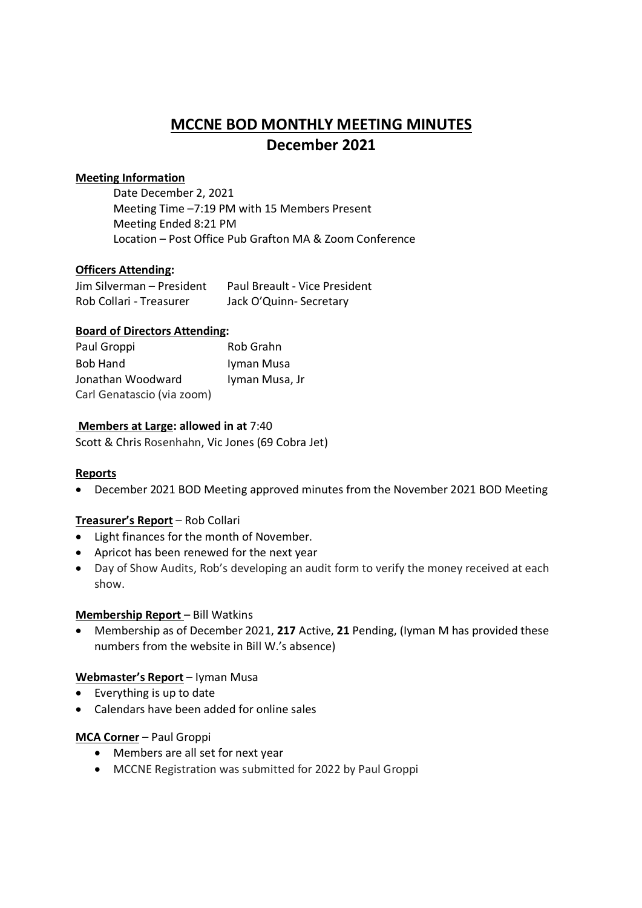# MCCNE BOD MONTHLY MEETING MINUTES
## December 2021

**Meeting Information**

Date December 2, 2021
Meeting Time –7:19 PM with 15 Members Present
Meeting Ended 8:21 PM
Location – Post Office Pub Grafton MA & Zoom Conference

**Officers Attending:**

| | |
|---|---|
| Jim Silverman – President | Paul Breault - Vice President |
| Rob Collari - Treasurer | Jack O'Quinn- Secretary |

**Board of Directors Attending:**

| | |
|---|---|
| Paul Groppi | Rob Grahn |
| Bob Hand | Iyman Musa |
| Jonathan Woodward | Iyman Musa, Jr |
| Carl Genatascio (via zoom) | |

**Members at Large: allowed in at** 7:40

Scott & Chris Rosenhahn, Vic Jones (69 Cobra Jet)

**Reports**

- December 2021 BOD Meeting approved minutes from the November 2021 BOD Meeting

**Treasurer's Report** – Rob Collari

- Light finances for the month of November.
- Apricot has been renewed for the next year
- Day of Show Audits, Rob's developing an audit form to verify the money received at each show.

**Membership Report** – Bill Watkins

- Membership as of December 2021, **217** Active, **21** Pending, (Iyman M has provided these numbers from the website in Bill W.'s absence)

**Webmaster's Report** – Iyman Musa

- Everything is up to date
- Calendars have been added for online sales

**MCA Corner** – Paul Groppi

- Members are all set for next year
- MCCNE Registration was submitted for 2022 by Paul Groppi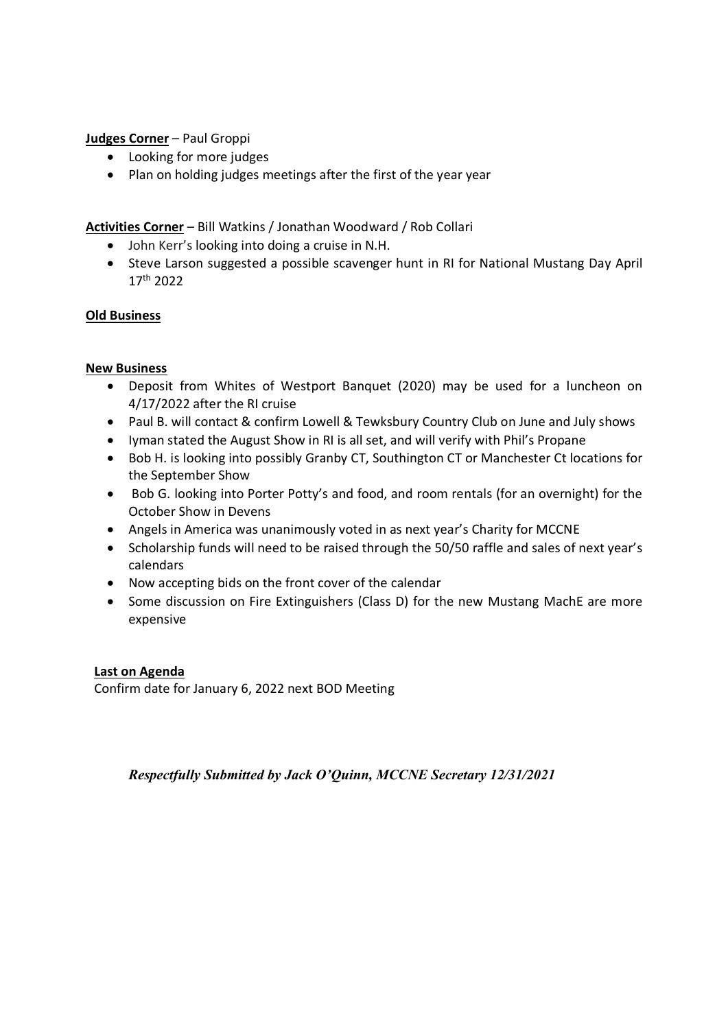**Judges Corner** – Paul Groppi

- Looking for more judges
- Plan on holding judges meetings after the first of the year year

**Activities Corner** – Bill Watkins / Jonathan Woodward / Rob Collari

- John Kerr's looking into doing a cruise in N.H.
- Steve Larson suggested a possible scavenger hunt in RI for National Mustang Day April 17th 2022

**Old Business**

**New Business**

- Deposit from Whites of Westport Banquet (2020) may be used for a luncheon on 4/17/2022 after the RI cruise
- Paul B. will contact & confirm Lowell & Tewksbury Country Club on June and July shows
- Iyman stated the August Show in RI is all set, and will verify with Phil's Propane
- Bob H. is looking into possibly Granby CT, Southington CT or Manchester Ct locations for the September Show
- Bob G. looking into Porter Potty's and food, and room rentals (for an overnight) for the October Show in Devens
- Angels in America was unanimously voted in as next year's Charity for MCCNE
- Scholarship funds will need to be raised through the 50/50 raffle and sales of next year's calendars
- Now accepting bids on the front cover of the calendar
- Some discussion on Fire Extinguishers (Class D) for the new Mustang MachE are more expensive

**Last on Agenda**

Confirm date for January 6, 2022 next BOD Meeting

***Respectfully Submitted by Jack O'Quinn, MCCNE Secretary 12/31/2021***